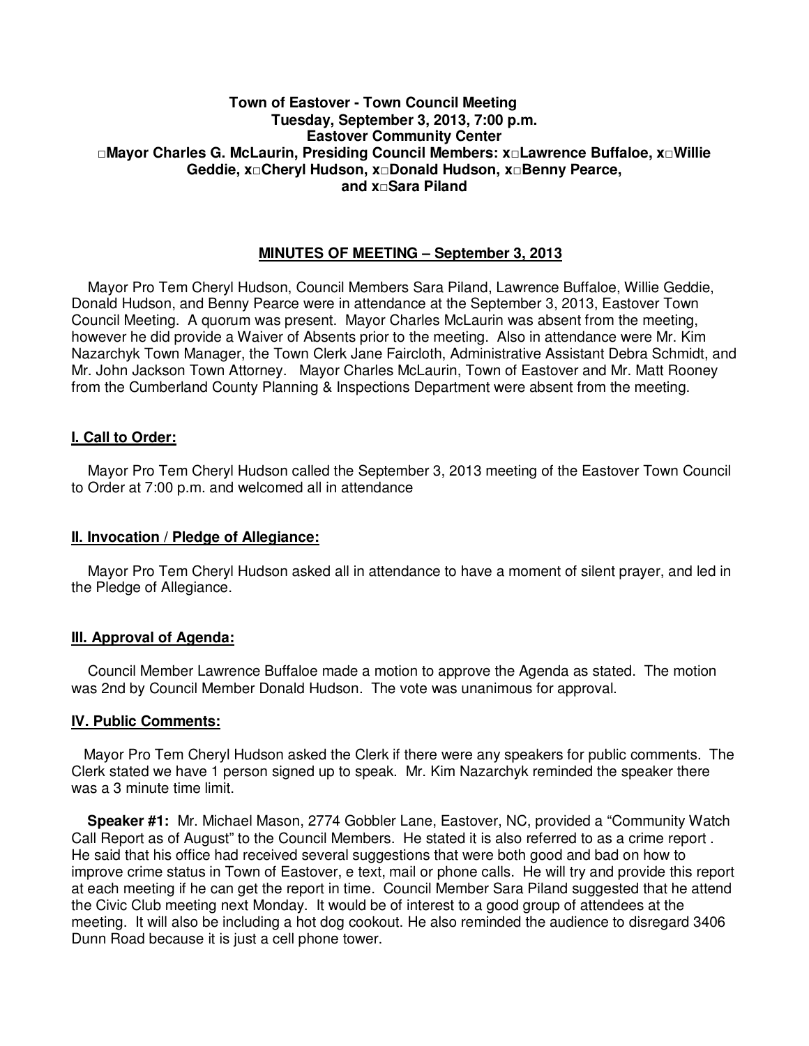**Town of Eastover - Town Council Meeting**
**Tuesday, September 3, 2013, 7:00 p.m.**
**Eastover Community Center**
**□Mayor Charles G. McLaurin, Presiding Council Members: x□Lawrence Buffaloe, x□Willie Geddie, x□Cheryl Hudson, x□Donald Hudson, x□Benny Pearce, and x□Sara Piland**

## MINUTES OF MEETING – September 3, 2013

Mayor Pro Tem Cheryl Hudson, Council Members Sara Piland, Lawrence Buffaloe, Willie Geddie, Donald Hudson, and Benny Pearce were in attendance at the September 3, 2013, Eastover Town Council Meeting. A quorum was present. Mayor Charles McLaurin was absent from the meeting, however he did provide a Waiver of Absents prior to the meeting. Also in attendance were Mr. Kim Nazarchyk Town Manager, the Town Clerk Jane Faircloth, Administrative Assistant Debra Schmidt, and Mr. John Jackson Town Attorney. Mayor Charles McLaurin, Town of Eastover and Mr. Matt Rooney from the Cumberland County Planning & Inspections Department were absent from the meeting.

### I. Call to Order:

Mayor Pro Tem Cheryl Hudson called the September 3, 2013 meeting of the Eastover Town Council to Order at 7:00 p.m. and welcomed all in attendance

### II. Invocation / Pledge of Allegiance:

Mayor Pro Tem Cheryl Hudson asked all in attendance to have a moment of silent prayer, and led in the Pledge of Allegiance.

### III. Approval of Agenda:

Council Member Lawrence Buffaloe made a motion to approve the Agenda as stated. The motion was 2nd by Council Member Donald Hudson. The vote was unanimous for approval.

### IV. Public Comments:

Mayor Pro Tem Cheryl Hudson asked the Clerk if there were any speakers for public comments. The Clerk stated we have 1 person signed up to speak. Mr. Kim Nazarchyk reminded the speaker there was a 3 minute time limit.

**Speaker #1:** Mr. Michael Mason, 2774 Gobbler Lane, Eastover, NC, provided a "Community Watch Call Report as of August" to the Council Members. He stated it is also referred to as a crime report . He said that his office had received several suggestions that were both good and bad on how to improve crime status in Town of Eastover, e text, mail or phone calls. He will try and provide this report at each meeting if he can get the report in time. Council Member Sara Piland suggested that he attend the Civic Club meeting next Monday. It would be of interest to a good group of attendees at the meeting. It will also be including a hot dog cookout. He also reminded the audience to disregard 3406 Dunn Road because it is just a cell phone tower.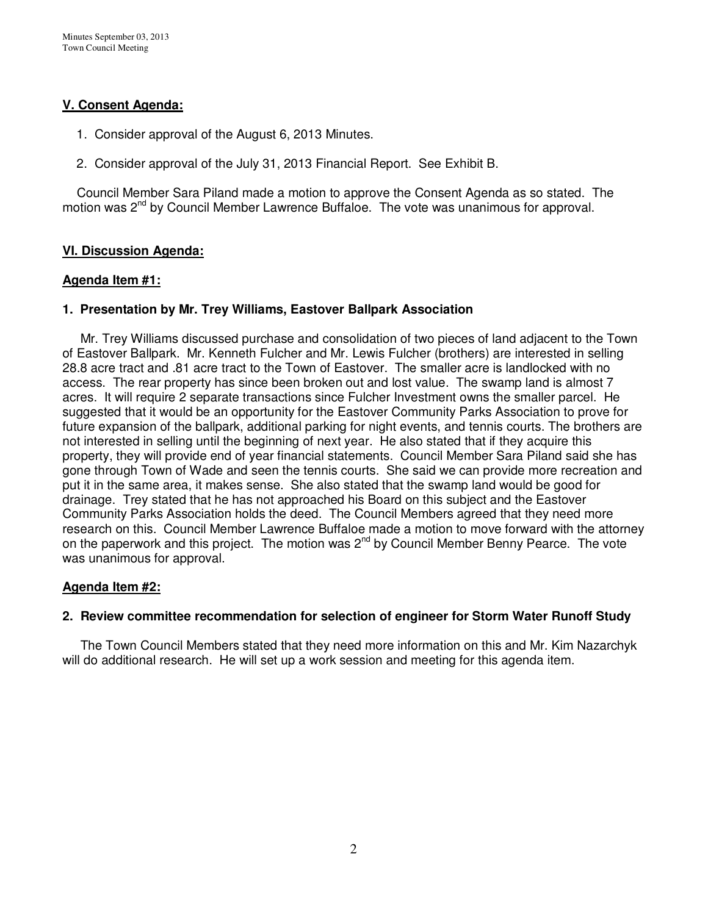## V. Consent Agenda:

1. Consider approval of the August 6, 2013 Minutes.

2. Consider approval of the July 31, 2013 Financial Report. See Exhibit B.

Council Member Sara Piland made a motion to approve the Consent Agenda as so stated. The motion was 2nd by Council Member Lawrence Buffaloe. The vote was unanimous for approval.

## VI. Discussion Agenda:

### Agenda Item #1:

### 1. Presentation by Mr. Trey Williams, Eastover Ballpark Association

Mr. Trey Williams discussed purchase and consolidation of two pieces of land adjacent to the Town of Eastover Ballpark. Mr. Kenneth Fulcher and Mr. Lewis Fulcher (brothers) are interested in selling 28.8 acre tract and .81 acre tract to the Town of Eastover. The smaller acre is landlocked with no access. The rear property has since been broken out and lost value. The swamp land is almost 7 acres. It will require 2 separate transactions since Fulcher Investment owns the smaller parcel. He suggested that it would be an opportunity for the Eastover Community Parks Association to prove for future expansion of the ballpark, additional parking for night events, and tennis courts. The brothers are not interested in selling until the beginning of next year. He also stated that if they acquire this property, they will provide end of year financial statements. Council Member Sara Piland said she has gone through Town of Wade and seen the tennis courts. She said we can provide more recreation and put it in the same area, it makes sense. She also stated that the swamp land would be good for drainage. Trey stated that he has not approached his Board on this subject and the Eastover Community Parks Association holds the deed. The Council Members agreed that they need more research on this. Council Member Lawrence Buffaloe made a motion to move forward with the attorney on the paperwork and this project. The motion was 2nd by Council Member Benny Pearce. The vote was unanimous for approval.

### Agenda Item #2:

### 2. Review committee recommendation for selection of engineer for Storm Water Runoff Study

The Town Council Members stated that they need more information on this and Mr. Kim Nazarchyk will do additional research. He will set up a work session and meeting for this agenda item.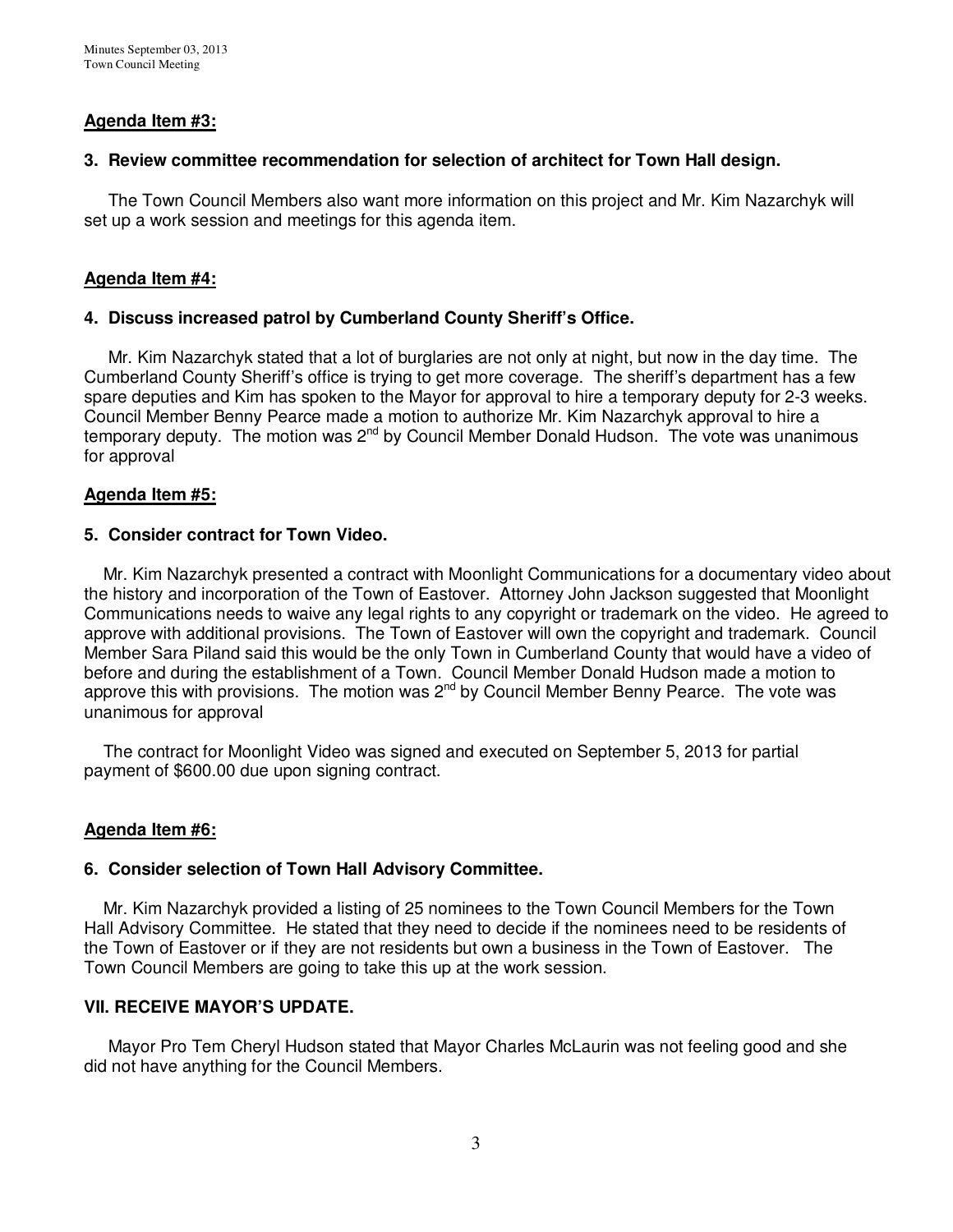## Agenda Item #3:

**3. Review committee recommendation for selection of architect for Town Hall design.**

The Town Council Members also want more information on this project and Mr. Kim Nazarchyk will set up a work session and meetings for this agenda item.

## Agenda Item #4:

**4. Discuss increased patrol by Cumberland County Sheriff's Office.**

Mr. Kim Nazarchyk stated that a lot of burglaries are not only at night, but now in the day time. The Cumberland County Sheriff's office is trying to get more coverage. The sheriff's department has a few spare deputies and Kim has spoken to the Mayor for approval to hire a temporary deputy for 2-3 weeks. Council Member Benny Pearce made a motion to authorize Mr. Kim Nazarchyk approval to hire a temporary deputy. The motion was 2nd by Council Member Donald Hudson. The vote was unanimous for approval

## Agenda Item #5:

**5. Consider contract for Town Video.**

Mr. Kim Nazarchyk presented a contract with Moonlight Communications for a documentary video about the history and incorporation of the Town of Eastover. Attorney John Jackson suggested that Moonlight Communications needs to waive any legal rights to any copyright or trademark on the video. He agreed to approve with additional provisions. The Town of Eastover will own the copyright and trademark. Council Member Sara Piland said this would be the only Town in Cumberland County that would have a video of before and during the establishment of a Town. Council Member Donald Hudson made a motion to approve this with provisions. The motion was 2nd by Council Member Benny Pearce. The vote was unanimous for approval

The contract for Moonlight Video was signed and executed on September 5, 2013 for partial payment of $600.00 due upon signing contract.

## Agenda Item #6:

**6. Consider selection of Town Hall Advisory Committee.**

Mr. Kim Nazarchyk provided a listing of 25 nominees to the Town Council Members for the Town Hall Advisory Committee. He stated that they need to decide if the nominees need to be residents of the Town of Eastover or if they are not residents but own a business in the Town of Eastover. The Town Council Members are going to take this up at the work session.

## VII. RECEIVE MAYOR'S UPDATE.

Mayor Pro Tem Cheryl Hudson stated that Mayor Charles McLaurin was not feeling good and she did not have anything for the Council Members.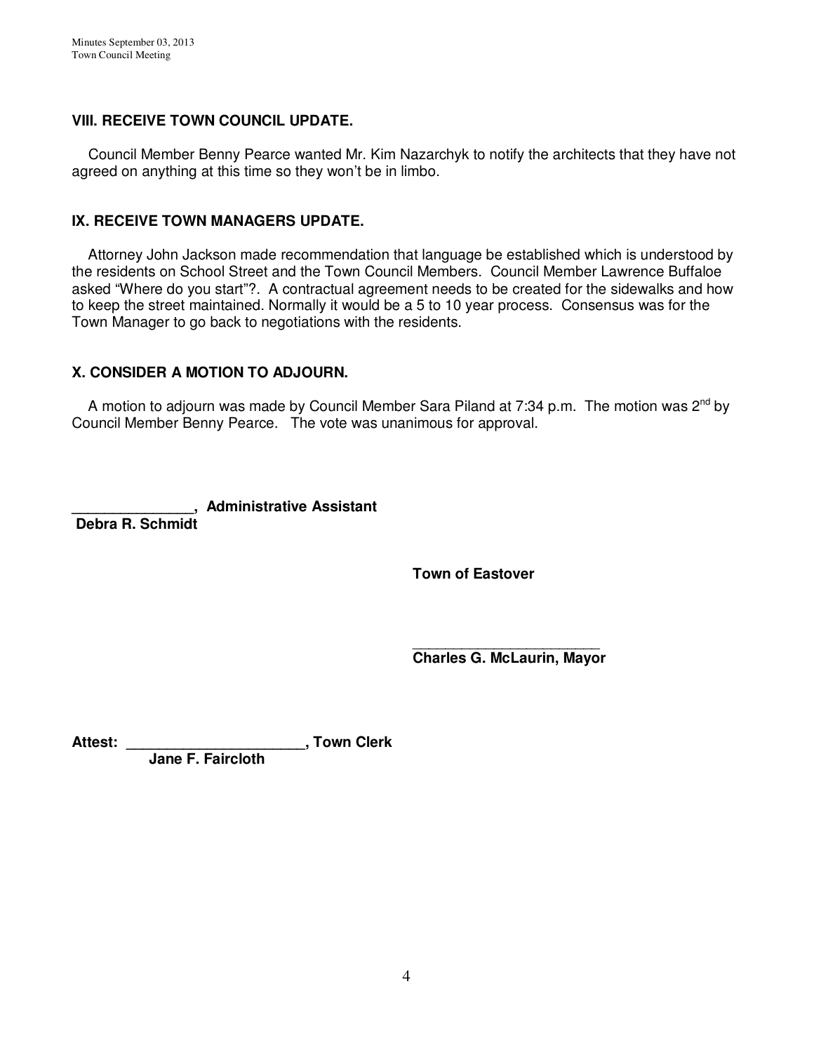## VIII. RECEIVE TOWN COUNCIL UPDATE.

Council Member Benny Pearce wanted Mr. Kim Nazarchyk to notify the architects that they have not agreed on anything at this time so they won't be in limbo.

## IX. RECEIVE TOWN MANAGERS UPDATE.

Attorney John Jackson made recommendation that language be established which is understood by the residents on School Street and the Town Council Members. Council Member Lawrence Buffaloe asked "Where do you start"?. A contractual agreement needs to be created for the sidewalks and how to keep the street maintained. Normally it would be a 5 to 10 year process. Consensus was for the Town Manager to go back to negotiations with the residents.

## X. CONSIDER A MOTION TO ADJOURN.

A motion to adjourn was made by Council Member Sara Piland at 7:34 p.m. The motion was 2nd by Council Member Benny Pearce. The vote was unanimous for approval.

**_______________, Administrative Assistant**
**Debra R. Schmidt**

**Town of Eastover**

________________________
**Charles G. McLaurin, Mayor**

**Attest: ______________________, Town Clerk**
**Jane F. Faircloth**